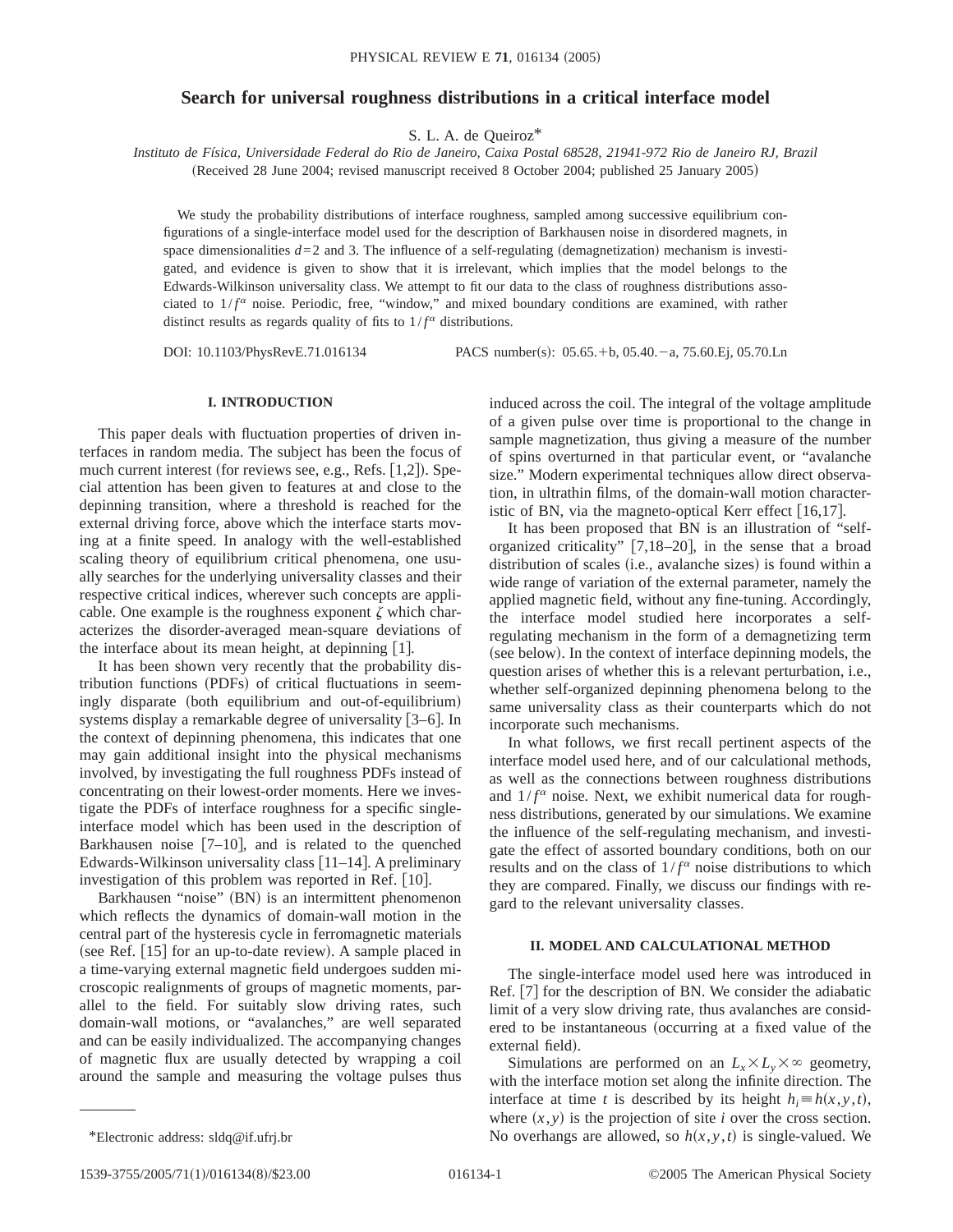# Search for universal roughness distributions in a critical interface model

S. L. A. de Queiroz*

*Instituto de Física, Universidade Federal do Rio de Janeiro, Caixa Postal 68528, 21941-972 Rio de Janeiro RJ, Brazil*

(Received 28 June 2004; revised manuscript received 8 October 2004; published 25 January 2005)

We study the probability distributions of interface roughness, sampled among successive equilibrium configurations of a single-interface model used for the description of Barkhausen noise in disordered magnets, in space dimensionalities $d=2$ and 3. The influence of a self-regulating (demagnetization) mechanism is investigated, and evidence is given to show that it is irrelevant, which implies that the model belongs to the Edwards-Wilkinson universality class. We attempt to fit our data to the class of roughness distributions associated to $1/f^{\alpha}$ noise. Periodic, free, "window," and mixed boundary conditions are examined, with rather distinct results as regards quality of fits to $1/f^{\alpha}$ distributions.

DOI: 10.1103/PhysRevE.71.016134 PACS number(s): 05.65.+b, 05.40.−a, 75.60.Ej, 05.70.Ln

## I. INTRODUCTION

This paper deals with fluctuation properties of driven interfaces in random media. The subject has been the focus of much current interest (for reviews see, e.g., Refs. [1,2]). Special attention has been given to features at and close to the depinning transition, where a threshold is reached for the external driving force, above which the interface starts moving at a finite speed. In analogy with the well-established scaling theory of equilibrium critical phenomena, one usually searches for the underlying universality classes and their respective critical indices, wherever such concepts are applicable. One example is the roughness exponent $\zeta$ which characterizes the disorder-averaged mean-square deviations of the interface about its mean height, at depinning [1].

It has been shown very recently that the probability distribution functions (PDFs) of critical fluctuations in seemingly disparate (both equilibrium and out-of-equilibrium) systems display a remarkable degree of universality [3–6]. In the context of depinning phenomena, this indicates that one may gain additional insight into the physical mechanisms involved, by investigating the full roughness PDFs instead of concentrating on their lowest-order moments. Here we investigate the PDFs of interface roughness for a specific single-interface model which has been used in the description of Barkhausen noise [7–10], and is related to the quenched Edwards-Wilkinson universality class [11–14]. A preliminary investigation of this problem was reported in Ref. [10].

Barkhausen "noise" (BN) is an intermittent phenomenon which reflects the dynamics of domain-wall motion in the central part of the hysteresis cycle in ferromagnetic materials (see Ref. [15] for an up-to-date review). A sample placed in a time-varying external magnetic field undergoes sudden microscopic realignments of groups of magnetic moments, parallel to the field. For suitably slow driving rates, such domain-wall motions, or "avalanches," are well separated and can be easily individualized. The accompanying changes of magnetic flux are usually detected by wrapping a coil around the sample and measuring the voltage pulses thus induced across the coil. The integral of the voltage amplitude of a given pulse over time is proportional to the change in sample magnetization, thus giving a measure of the number of spins overturned in that particular event, or "avalanche size." Modern experimental techniques allow direct observation, in ultrathin films, of the domain-wall motion characteristic of BN, via the magneto-optical Kerr effect [16,17].

It has been proposed that BN is an illustration of "self-organized criticality" [7,18–20], in the sense that a broad distribution of scales (i.e., avalanche sizes) is found within a wide range of variation of the external parameter, namely the applied magnetic field, without any fine-tuning. Accordingly, the interface model studied here incorporates a self-regulating mechanism in the form of a demagnetizing term (see below). In the context of interface depinning models, the question arises of whether this is a relevant perturbation, i.e., whether self-organized depinning phenomena belong to the same universality class as their counterparts which do not incorporate such mechanisms.

In what follows, we first recall pertinent aspects of the interface model used here, and of our calculational methods, as well as the connections between roughness distributions and $1/f^{\alpha}$ noise. Next, we exhibit numerical data for roughness distributions, generated by our simulations. We examine the influence of the self-regulating mechanism, and investigate the effect of assorted boundary conditions, both on our results and on the class of $1/f^{\alpha}$ noise distributions to which they are compared. Finally, we discuss our findings with regard to the relevant universality classes.

## II. MODEL AND CALCULATIONAL METHOD

The single-interface model used here was introduced in Ref. [7] for the description of BN. We consider the adiabatic limit of a very slow driving rate, thus avalanches are considered to be instantaneous (occurring at a fixed value of the external field).

Simulations are performed on an $L_x \times L_y \times \infty$ geometry, with the interface motion set along the infinite direction. The interface at time $t$ is described by its height $h_i \equiv h(x,y,t)$, where $(x,y)$ is the projection of site $i$ over the cross section. No overhangs are allowed, so $h(x,y,t)$ is single-valued. We

*Electronic address: sldq@if.ufrj.br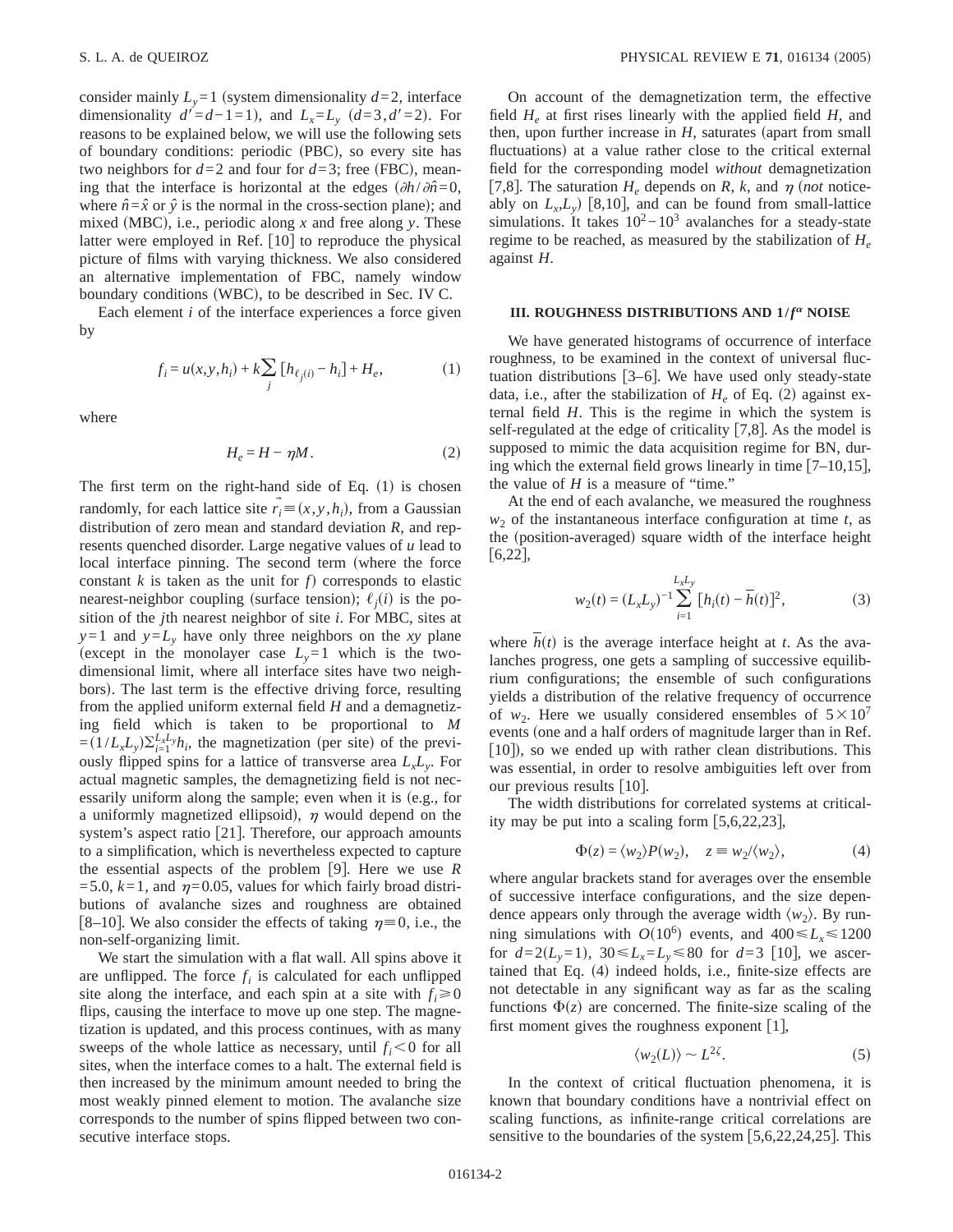consider mainly $L_y=1$ (system dimensionality $d=2$, interface dimensionality $d'=d-1=1$), and $L_x=L_y$ ($d=3, d'=2$). For reasons to be explained below, we will use the following sets of boundary conditions: periodic (PBC), so every site has two neighbors for $d=2$ and four for $d=3$; free (FBC), meaning that the interface is horizontal at the edges ($\partial h/\partial \hat{n}=0$, where $\hat{n}=\hat{x}$ or $\hat{y}$ is the normal in the cross-section plane); and mixed (MBC), i.e., periodic along $x$ and free along $y$. These latter were employed in Ref. [10] to reproduce the physical picture of films with varying thickness. We also considered an alternative implementation of FBC, namely window boundary conditions (WBC), to be described in Sec. IV C.

Each element $i$ of the interface experiences a force given by

$$f_i = u(x,y,h_i) + k\sum_j [h_{\ell_j(i)} - h_i] + H_e, \tag{1}$$

where

$$H_e = H - \eta M. \tag{2}$$

The first term on the right-hand side of Eq. (1) is chosen randomly, for each lattice site $\vec{r}_i \equiv (x,y,h_i)$, from a Gaussian distribution of zero mean and standard deviation $R$, and represents quenched disorder. Large negative values of $u$ lead to local interface pinning. The second term (where the force constant $k$ is taken as the unit for $f$) corresponds to elastic nearest-neighbor coupling (surface tension); $\ell_j(i)$ is the position of the $j$th nearest neighbor of site $i$. For MBC, sites at $y=1$ and $y=L_y$ have only three neighbors on the $xy$ plane (except in the monolayer case $L_y=1$ which is the two-dimensional limit, where all interface sites have two neighbors). The last term is the effective driving force, resulting from the applied uniform external field $H$ and a demagnetizing field which is taken to be proportional to $M = (1/L_xL_y)\sum_{i=1}^{L_xL_y} h_i$, the magnetization (per site) of the previously flipped spins for a lattice of transverse area $L_xL_y$. For actual magnetic samples, the demagnetizing field is not necessarily uniform along the sample; even when it is (e.g., for a uniformly magnetized ellipsoid), $\eta$ would depend on the system's aspect ratio [21]. Therefore, our approach amounts to a simplification, which is nevertheless expected to capture the essential aspects of the problem [9]. Here we use $R=5.0$, $k=1$, and $\eta=0.05$, values for which fairly broad distributions of avalanche sizes and roughness are obtained [8–10]. We also consider the effects of taking $\eta \equiv 0$, i.e., the non-self-organizing limit.

We start the simulation with a flat wall. All spins above it are unflipped. The force $f_i$ is calculated for each unflipped site along the interface, and each spin at a site with $f_i \geq 0$ flips, causing the interface to move up one step. The magnetization is updated, and this process continues, with as many sweeps of the whole lattice as necessary, until $f_i < 0$ for all sites, when the interface comes to a halt. The external field is then increased by the minimum amount needed to bring the most weakly pinned element to motion. The avalanche size corresponds to the number of spins flipped between two consecutive interface stops.

On account of the demagnetization term, the effective field $H_e$ at first rises linearly with the applied field $H$, and then, upon further increase in $H$, saturates (apart from small fluctuations) at a value rather close to the critical external field for the corresponding model *without* demagnetization [7,8]. The saturation $H_e$ depends on $R$, $k$, and $\eta$ (*not* noticeably on $L_x$,$L_y$) [8,10], and can be found from small-lattice simulations. It takes $10^2-10^3$ avalanches for a steady-state regime to be reached, as measured by the stabilization of $H_e$ against $H$.

### III. ROUGHNESS DISTRIBUTIONS AND $1/f^{\alpha}$ NOISE

We have generated histograms of occurrence of interface roughness, to be examined in the context of universal fluctuation distributions [3–6]. We have used only steady-state data, i.e., after the stabilization of $H_e$ of Eq. (2) against external field $H$. This is the regime in which the system is self-regulated at the edge of criticality [7,8]. As the model is supposed to mimic the data acquisition regime for BN, during which the external field grows linearly in time [7–10,15], the value of $H$ is a measure of "time."

At the end of each avalanche, we measured the roughness $w_2$ of the instantaneous interface configuration at time $t$, as the (position-averaged) square width of the interface height [6,22],

$$w_2(t) = (L_xL_y)^{-1}\sum_{i=1}^{L_xL_y} [h_i(t) - \bar{h}(t)]^2, \tag{3}$$

where $\bar{h}(t)$ is the average interface height at $t$. As the avalanches progress, one gets a sampling of successive equilibrium configurations; the ensemble of such configurations yields a distribution of the relative frequency of occurrence of $w_2$. Here we usually considered ensembles of $5\times10^7$ events (one and a half orders of magnitude larger than in Ref. [10]), so we ended up with rather clean distributions. This was essential, in order to resolve ambiguities left over from our previous results [10].

The width distributions for correlated systems at criticality may be put into a scaling form [5,6,22,23],

$$\Phi(z) = \langle w_2\rangle P(w_2), \quad z \equiv w_2/\langle w_2\rangle, \tag{4}$$

where angular brackets stand for averages over the ensemble of successive interface configurations, and the size dependence appears only through the average width $\langle w_2\rangle$. By running simulations with $O(10^6)$ events, and $400\leq L_x\leq 1200$ for $d=2(L_y=1)$, $30\leq L_x=L_y\leq 80$ for $d=3$ [10], we ascertained that Eq. (4) indeed holds, i.e., finite-size effects are not detectable in any significant way as far as the scaling functions $\Phi(z)$ are concerned. The finite-size scaling of the first moment gives the roughness exponent [1],

$$\langle w_2(L)\rangle \sim L^{2\zeta}. \tag{5}$$

In the context of critical fluctuation phenomena, it is known that boundary conditions have a nontrivial effect on scaling functions, as infinite-range critical correlations are sensitive to the boundaries of the system [5,6,22,24,25]. This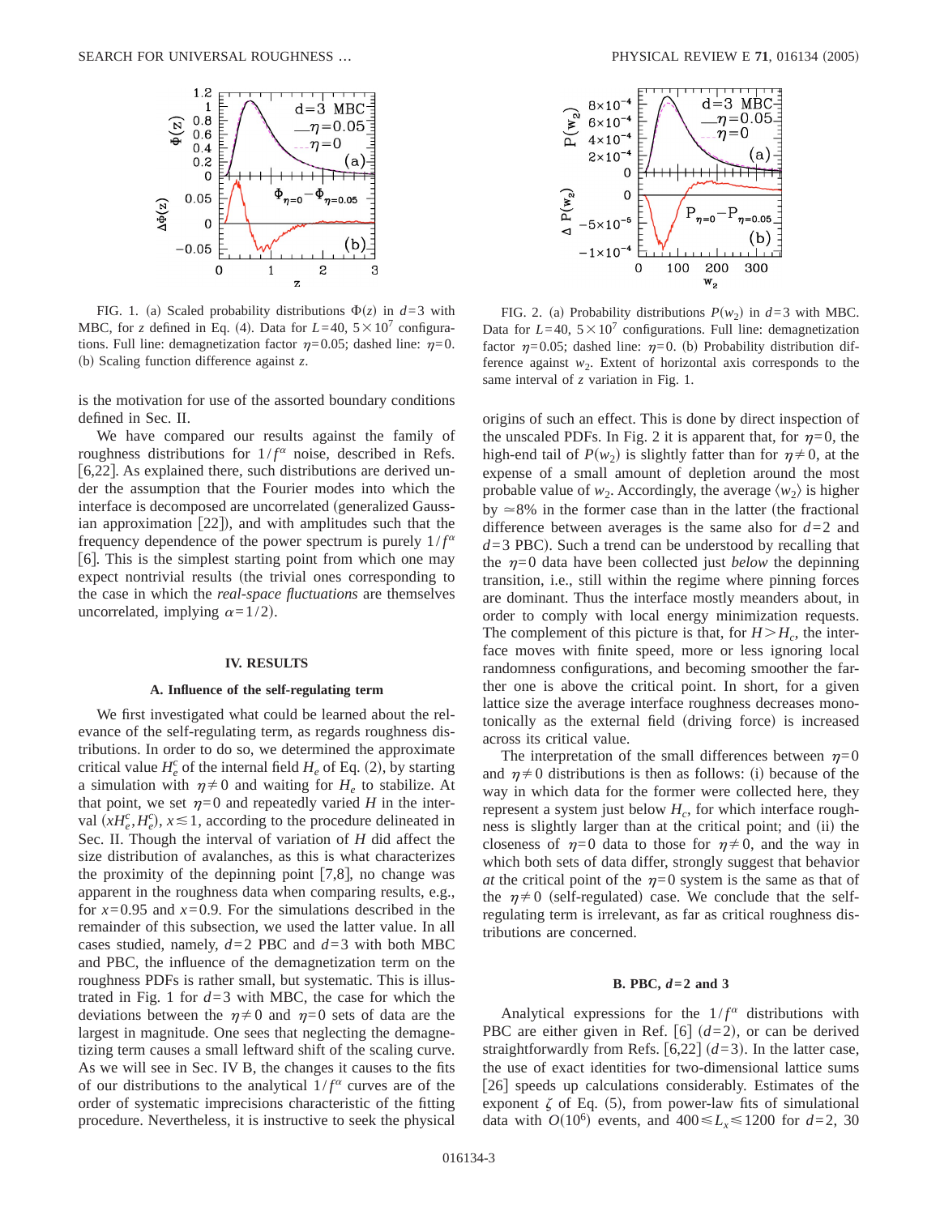d=3 MBC
η=0.05
η=0
(a)
Φ(z)
1.2
1
0.8
0.6
0.4
0.2
0
ΔΦ(z)
$\Phi_{\eta=0}-\Phi_{\eta=0.05}$
0.05
0
−0.05
(b)
0 1 2 3
z

FIG. 1. (a) Scaled probability distributions $\Phi(z)$ in $d=3$ with MBC, for $z$ defined in Eq. (4). Data for $L=40$, $5\times 10^7$ configurations. Full line: demagnetization factor $\eta=0.05$; dashed line: $\eta=0$. (b) Scaling function difference against $z$.

d=3 MBC
η=0.05
η=0
(a)
$P(w_2)$
$8\times10^{-4}$
$6\times10^{-4}$
$4\times10^{-4}$
$2\times10^{-4}$
0
$\Delta P(w_2)$
$P_{\eta=0}-P_{\eta=0.05}$
0
$-5\times10^{-5}$
$-1\times10^{-4}$
(b)
0 100 200 300
$w_2$

FIG. 2. (a) Probability distributions $P(w_2)$ in $d=3$ with MBC. Data for $L=40$, $5\times 10^7$ configurations. Full line: demagnetization factor $\eta=0.05$; dashed line: $\eta=0$. (b) Probability distribution difference against $w_2$. Extent of horizontal axis corresponds to the same interval of $z$ variation in Fig. 1.

is the motivation for use of the assorted boundary conditions defined in Sec. II.

We have compared our results against the family of roughness distributions for $1/f^{\alpha}$ noise, described in Refs. [6,22]. As explained there, such distributions are derived under the assumption that the Fourier modes into which the interface is decomposed are uncorrelated (generalized Gaussian approximation [22]), and with amplitudes such that the frequency dependence of the power spectrum is purely $1/f^{\alpha}$ [6]. This is the simplest starting point from which one may expect nontrivial results (the trivial ones corresponding to the case in which the *real-space fluctuations* are themselves uncorrelated, implying $\alpha=1/2$).

## IV. RESULTS

### A. Influence of the self-regulating term

We first investigated what could be learned about the relevance of the self-regulating term, as regards roughness distributions. In order to do so, we determined the approximate critical value $H_e^c$ of the internal field $H_e$ of Eq. (2), by starting a simulation with $\eta\neq 0$ and waiting for $H_e$ to stabilize. At that point, we set $\eta=0$ and repeatedly varied $H$ in the interval $(xH_e^c,H_e^c)$, $x\lesssim 1$, according to the procedure delineated in Sec. II. Though the interval of variation of $H$ did affect the size distribution of avalanches, as this is what characterizes the proximity of the depinning point [7,8], no change was apparent in the roughness data when comparing results, e.g., for $x=0.95$ and $x=0.9$. For the simulations described in the remainder of this subsection, we used the latter value. In all cases studied, namely, $d=2$ PBC and $d=3$ with both MBC and PBC, the influence of the demagnetization term on the roughness PDFs is rather small, but systematic. This is illustrated in Fig. 1 for $d=3$ with MBC, the case for which the deviations between the $\eta\neq 0$ and $\eta=0$ sets of data are the largest in magnitude. One sees that neglecting the demagnetizing term causes a small leftward shift of the scaling curve. As we will see in Sec. IV B, the changes it causes to the fits of our distributions to the analytical $1/f^{\alpha}$ curves are of the order of systematic imprecisions characteristic of the fitting procedure. Nevertheless, it is instructive to seek the physical origins of such an effect. This is done by direct inspection of the unscaled PDFs. In Fig. 2 it is apparent that, for $\eta=0$, the high-end tail of $P(w_2)$ is slightly fatter than for $\eta\neq 0$, at the expense of a small amount of depletion around the most probable value of $w_2$. Accordingly, the average $\langle w_2\rangle$ is higher by $\simeq 8\%$ in the former case than in the latter (the fractional difference between averages is the same also for $d=2$ and $d=3$ PBC). Such a trend can be understood by recalling that the $\eta=0$ data have been collected just *below* the depinning transition, i.e., still within the regime where pinning forces are dominant. Thus the interface mostly meanders about, in order to comply with local energy minimization requests. The complement of this picture is that, for $H>H_c$, the interface moves with finite speed, more or less ignoring local randomness configurations, and becoming smoother the farther one is above the critical point. In short, for a given lattice size the average interface roughness decreases monotonically as the external field (driving force) is increased across its critical value.

The interpretation of the small differences between $\eta=0$ and $\eta\neq 0$ distributions is then as follows: (i) because of the way in which data for the former were collected here, they represent a system just below $H_c$, for which interface roughness is slightly larger than at the critical point; and (ii) the closeness of $\eta=0$ data to those for $\eta\neq 0$, and the way in which both sets of data differ, strongly suggest that behavior *at* the critical point of the $\eta=0$ system is the same as that of the $\eta\neq 0$ (self-regulated) case. We conclude that the self-regulating term is irrelevant, as far as critical roughness distributions are concerned.

### B. PBC, $d=2$ and 3

Analytical expressions for the $1/f^{\alpha}$ distributions with PBC are either given in Ref. [6] ($d=2$), or can be derived straightforwardly from Refs. [6,22] ($d=3$). In the latter case, the use of exact identities for two-dimensional lattice sums [26] speeds up calculations considerably. Estimates of the exponent $\zeta$ of Eq. (5), from power-law fits of simulational data with $O(10^6)$ events, and $400\leqslant L_x\leqslant 1200$ for $d=2$, 30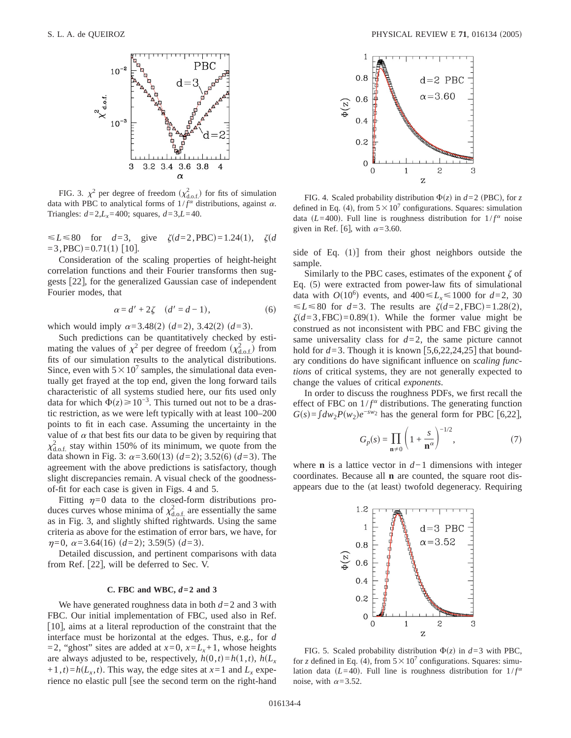PBC

d=3

d=2

$\chi^2_{\rm d.o.f.}$

$10^{-2}$

$10^{-3}$

3 3.2 3.4 3.6 3.8 4

$\alpha$

FIG. 3. $\chi^2$ per degree of freedom ($\chi^2_{\rm d.o.f.}$) for fits of simulation data with PBC to analytical forms of $1/f^\alpha$ distributions, against $\alpha$. Triangles: $d=2, L_x=400$; squares, $d=3, L=40$.

$\leqslant L \leqslant 80$ for $d=3$, give $\zeta(d=2,\text{PBC})=1.24(1)$, $\zeta(d=3,\text{PBC})=0.71(1)$ [10].

Consideration of the scaling properties of height-height correlation functions and their Fourier transforms then suggests [22], for the generalized Gaussian case of independent Fourier modes, that

$$\alpha = d' + 2\zeta \quad (d' = d-1), \tag{6}$$

which would imply $\alpha=3.48(2)$ $(d=2)$, $3.42(2)$ $(d=3)$.

Such predictions can be quantitatively checked by estimating the values of $\chi^2$ per degree of freedom ($\chi^2_{\rm d.o.f.}$) from fits of our simulation results to the analytical distributions. Since, even with $5\times10^7$ samples, the simulational data eventually get frayed at the top end, given the long forward tails characteristic of all systems studied here, our fits used only data for which $\Phi(z)\geqslant 10^{-3}$. This turned out not to be a drastic restriction, as we were left typically with at least 100–200 points to fit in each case. Assuming the uncertainty in the value of $\alpha$ that best fits our data to be given by requiring that $\chi^2_{\rm d.o.f.}$ stay within 150% of its minimum, we quote from the data shown in Fig. 3: $\alpha=3.60(13)$ $(d=2)$; $3.52(6)$ $(d=3)$. The agreement with the above predictions is satisfactory, though slight discrepancies remain. A visual check of the goodness-of-fit for each case is given in Figs. 4 and 5.

Fitting $\eta=0$ data to the closed-form distributions produces curves whose minima of $\chi^2_{\rm d.o.f.}$ are essentially the same as in Fig. 3, and slightly shifted rightwards. Using the same criteria as above for the estimation of error bars, we have, for $\eta=0$, $\alpha=3.64(16)$ $(d=2)$; $3.59(5)$ $(d=3)$.

Detailed discussion, and pertinent comparisons with data from Ref. [22], will be deferred to Sec. V.

### C. FBC and WBC, $d=2$ and 3

We have generated roughness data in both $d=2$ and 3 with FBC. Our initial implementation of FBC, used also in Ref. [10], aims at a literal reproduction of the constraint that the interface must be horizontal at the edges. Thus, e.g., for $d=2$, "ghost" sites are added at $x=0$, $x=L_x+1$, whose heights are always adjusted to be, respectively, $h(0,t)=h(1,t)$, $h(L_x+1,t)=h(L_x,t)$. This way, the edge sites at $x=1$ and $L_x$ experience no elastic pull [see the second term on the right-hand side of Eq. (1)] from their ghost neighbors outside the sample.

d=2 PBC

$\alpha$=3.60

$\Phi(z)$

1

0.8

0.6

0.4

0.2

0

0 1 2 3

z

FIG. 4. Scaled probability distribution $\Phi(z)$ in $d=2$ (PBC), for $z$ defined in Eq. (4), from $5\times10^7$ configurations. Squares: simulation data ($L=400$). Full line is roughness distribution for $1/f^\alpha$ noise given in Ref. [6], with $\alpha=3.60$.

Similarly to the PBC cases, estimates of the exponent $\zeta$ of Eq. (5) were extracted from power-law fits of simulational data with $O(10^6)$ events, and $400\leqslant L_x\leqslant1000$ for $d=2$, $30\leqslant L\leqslant 80$ for $d=3$. The results are $\zeta(d=2,\text{FBC})=1.28(2)$, $\zeta(d=3,\text{FBC})=0.89(1)$. While the former value might be construed as not inconsistent with PBC and FBC giving the same universality class for $d=2$, the same picture cannot hold for $d=3$. Though it is known [5,6,22,24,25] that boundary conditions do have significant influence on *scaling functions* of critical systems, they are not generally expected to change the values of critical *exponents*.

In order to discuss the roughness PDFs, we first recall the effect of FBC on $1/f^\alpha$ distributions. The generating function $G(s)=\int dw_2 P(w_2)e^{-sw_2}$ has the general form for PBC [6,22],

$$G_p(s) = \prod_{\mathbf{n}\neq 0}\left(1+\frac{s}{\mathbf{n}^\alpha}\right)^{-1/2}, \tag{7}$$

where $\mathbf{n}$ is a lattice vector in $d-1$ dimensions with integer coordinates. Because all $\mathbf{n}$ are counted, the square root disappears due to the (at least) twofold degeneracy. Requiring

d=3 PBC

$\alpha$=3.52

$\Phi(z)$

1.2

1

0.8

0.6

0.4

0.2

0

0 1 2 3

z

FIG. 5. Scaled probability distribution $\Phi(z)$ in $d=3$ with PBC, for $z$ defined in Eq. (4), from $5\times10^7$ configurations. Squares: simulation data ($L=40$). Full line is roughness distribution for $1/f^\alpha$ noise, with $\alpha=3.52$.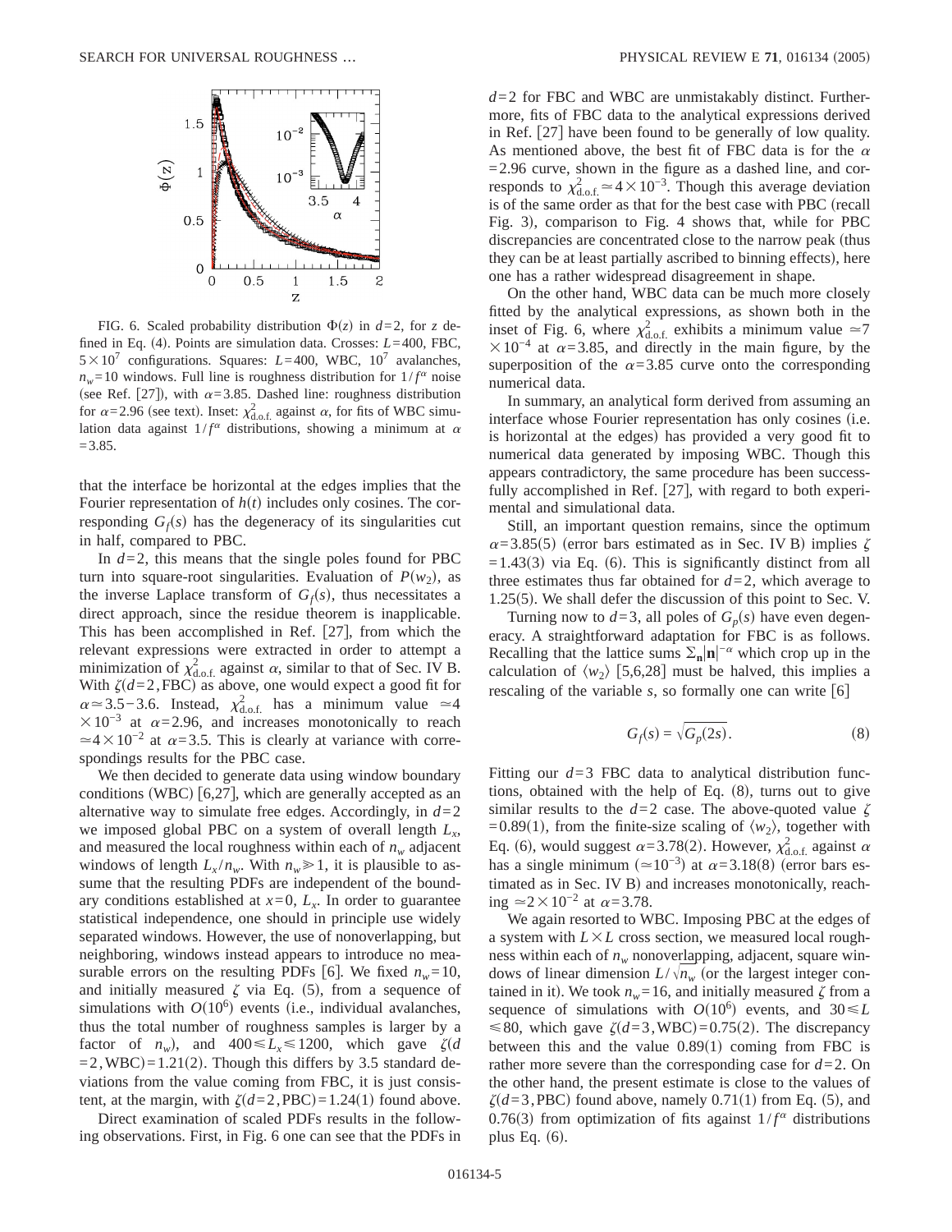Φ(z)

1.5

1

0.5

0

0   0.5   1   1.5   2

z

$10^{-2}$

$10^{-3}$

3.5   4

α

FIG. 6. Scaled probability distribution $\Phi(z)$ in $d=2$, for $z$ defined in Eq. (4). Points are simulation data. Crosses: $L=400$, FBC, $5\times10^{7}$ configurations. Squares: $L=400$, WBC, $10^{7}$ avalanches, $n_w=10$ windows. Full line is roughness distribution for $1/f^{\alpha}$ noise (see Ref. [27]), with $\alpha=3.85$. Dashed line: roughness distribution for $\alpha=2.96$ (see text). Inset: $\chi^2_{\rm d.o.f.}$ against $\alpha$, for fits of WBC simulation data against $1/f^{\alpha}$ distributions, showing a minimum at $\alpha=3.85$.

that the interface be horizontal at the edges implies that the Fourier representation of $h(t)$ includes only cosines. The corresponding $G_f(s)$ has the degeneracy of its singularities cut in half, compared to PBC.

In $d=2$, this means that the single poles found for PBC turn into square-root singularities. Evaluation of $P(w_2)$, as the inverse Laplace transform of $G_f(s)$, thus necessitates a direct approach, since the residue theorem is inapplicable. This has been accomplished in Ref. [27], from which the relevant expressions were extracted in order to attempt a minimization of $\chi^2_{\rm d.o.f.}$ against $\alpha$, similar to that of Sec. IV B. With $\zeta(d=2,\text{FBC})$ as above, one would expect a good fit for $\alpha\simeq3.5-3.6$. Instead, $\chi^2_{\rm d.o.f.}$ has a minimum value $\simeq4\times10^{-3}$ at $\alpha=2.96$, and increases monotonically to reach $\simeq4\times10^{-2}$ at $\alpha=3.5$. This is clearly at variance with correspondings results for the PBC case.

We then decided to generate data using window boundary conditions (WBC) [6,27], which are generally accepted as an alternative way to simulate free edges. Accordingly, in $d=2$ we imposed global PBC on a system of overall length $L_x$, and measured the local roughness within each of $n_w$ adjacent windows of length $L_x/n_w$. With $n_w\gg1$, it is plausible to assume that the resulting PDFs are independent of the boundary conditions established at $x=0$, $L_x$. In order to guarantee statistical independence, one should in principle use widely separated windows. However, the use of nonoverlapping, but neighboring, windows instead appears to introduce no measurable errors on the resulting PDFs [6]. We fixed $n_w=10$, and initially measured $\zeta$ via Eq. (5), from a sequence of simulations with $O(10^6)$ events (i.e., individual avalanches, thus the total number of roughness samples is larger by a factor of $n_w$), and $400\leq L_x\leq1200$, which gave $\zeta(d=2,\text{WBC})=1.21(2)$. Though this differs by 3.5 standard deviations from the value coming from FBC, it is just consistent, at the margin, with $\zeta(d=2,\text{PBC})=1.24(1)$ found above.

Direct examination of scaled PDFs results in the following observations. First, in Fig. 6 one can see that the PDFs in $d=2$ for FBC and WBC are unmistakably distinct. Furthermore, fits of FBC data to the analytical expressions derived in Ref. [27] have been found to be generally of low quality. As mentioned above, the best fit of FBC data is for the $\alpha=2.96$ curve, shown in the figure as a dashed line, and corresponds to $\chi^2_{\rm d.o.f.}\simeq4\times10^{-3}$. Though this average deviation is of the same order as that for the best case with PBC (recall Fig. 3), comparison to Fig. 4 shows that, while for PBC discrepancies are concentrated close to the narrow peak (thus they can be at least partially ascribed to binning effects), here one has a rather widespread disagreement in shape.

On the other hand, WBC data can be much more closely fitted by the analytical expressions, as shown both in the inset of Fig. 6, where $\chi^2_{\rm d.o.f.}$ exhibits a minimum value $\simeq7\times10^{-4}$ at $\alpha=3.85$, and directly in the main figure, by the superposition of the $\alpha=3.85$ curve onto the corresponding numerical data.

In summary, an analytical form derived from assuming an interface whose Fourier representation has only cosines (i.e. is horizontal at the edges) has provided a very good fit to numerical data generated by imposing WBC. Though this appears contradictory, the same procedure has been successfully accomplished in Ref. [27], with regard to both experimental and simulational data.

Still, an important question remains, since the optimum $\alpha=3.85(5)$ (error bars estimated as in Sec. IV B) implies $\zeta=1.43(3)$ via Eq. (6). This is significantly distinct from all three estimates thus far obtained for $d=2$, which average to 1.25(5). We shall defer the discussion of this point to Sec. V.

Turning now to $d=3$, all poles of $G_p(s)$ have even degeneracy. A straightforward adaptation for FBC is as follows. Recalling that the lattice sums $\Sigma_{\mathbf{n}}|\mathbf{n}|^{-\alpha}$ which crop up in the calculation of $\langle w_2\rangle$ [5,6,28] must be halved, this implies a rescaling of the variable $s$, so formally one can write [6]

$$G_f(s)=\sqrt{G_p(2s)}. \tag{8}$$

Fitting our $d=3$ FBC data to analytical distribution functions, obtained with the help of Eq. (8), turns out to give similar results to the $d=2$ case. The above-quoted value $\zeta=0.89(1)$, from the finite-size scaling of $\langle w_2\rangle$, together with Eq. (6), would suggest $\alpha=3.78(2)$. However, $\chi^2_{\rm d.o.f.}$ against $\alpha$ has a single minimum ($\simeq10^{-3}$) at $\alpha=3.18(8)$ (error bars estimated as in Sec. IV B) and increases monotonically, reaching $\simeq2\times10^{-2}$ at $\alpha=3.78$.

We again resorted to WBC. Imposing PBC at the edges of a system with $L\times L$ cross section, we measured local roughness within each of $n_w$ nonoverlapping, adjacent, square windows of linear dimension $L/\sqrt{n_w}$ (or the largest integer contained in it). We took $n_w=16$, and initially measured $\zeta$ from a sequence of simulations with $O(10^6)$ events, and $30\leq L\leq80$, which gave $\zeta(d=3,\text{WBC})=0.75(2)$. The discrepancy between this and the value 0.89(1) coming from FBC is rather more severe than the corresponding case for $d=2$. On the other hand, the present estimate is close to the values of $\zeta(d=3,\text{PBC})$ found above, namely 0.71(1) from Eq. (5), and 0.76(3) from optimization of fits against $1/f^{\alpha}$ distributions plus Eq. (6).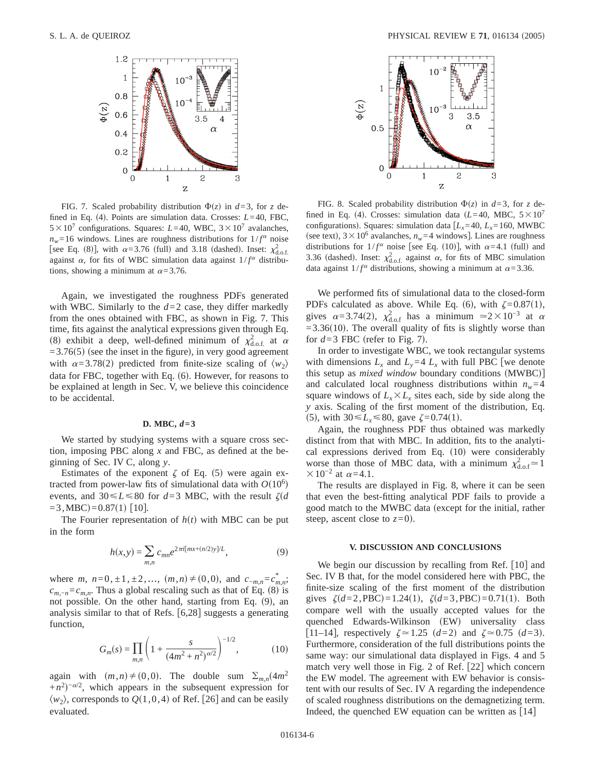1.2
1
0.8
0.6
0.4
0.2
0
$\Phi(z)$
0 1 2 3
z
$10^{-3}$
$10^{-4}$
3.5 4
$\alpha$

FIG. 7. Scaled probability distribution $\Phi(z)$ in $d=3$, for $z$ defined in Eq. (4). Points are simulation data. Crosses: $L=40$, FBC, $5\times10^7$ configurations. Squares: $L=40$, WBC, $3\times10^7$ avalanches, $n_w=16$ windows. Lines are roughness distributions for $1/f^\alpha$ noise [see Eq. (8)], with $\alpha=3.76$ (full) and 3.18 (dashed). Inset: $\chi^2_{\rm d.o.f.}$ against $\alpha$, for fits of WBC simulation data against $1/f^\alpha$ distributions, showing a minimum at $\alpha=3.76$.

Again, we investigated the roughness PDFs generated with WBC. Similarly to the $d=2$ case, they differ markedly from the ones obtained with FBC, as shown in Fig. 7. This time, fits against the analytical expressions given through Eq. (8) exhibit a deep, well-defined minimum of $\chi^2_{\rm d.o.f.}$ at $\alpha=3.76(5)$ (see the inset in the figure), in very good agreement with $\alpha=3.78(2)$ predicted from finite-size scaling of $\langle w_2\rangle$ data for FBC, together with Eq. (6). However, for reasons to be explained at length in Sec. V, we believe this coincidence to be accidental.

### D. MBC, $d=3$

We started by studying systems with a square cross section, imposing PBC along $x$ and FBC, as defined at the beginning of Sec. IV C, along $y$.

Estimates of the exponent $\zeta$ of Eq. (5) were again extracted from power-law fits of simulational data with $O(10^6)$ events, and $30\leq L\leq 80$ for $d=3$ MBC, with the result $\zeta(d=3,\mathrm{MBC})=0.87(1)$ [10].

The Fourier representation of $h(t)$ with MBC can be put in the form

$$h(x,y)=\sum_{m,n} c_{mn}e^{2\pi i[mx+(n/2)y]/L}, \tag{9}$$

where $m,\ n=0,\pm1,\pm2,\ldots,\ (m,n)\neq(0,0)$, and $c_{-m,n}=c^*_{m,n}$; $c_{m,-n}=c_{m,n}$. Thus a global rescaling such as that of Eq. (8) is not possible. On the other hand, starting from Eq. (9), an analysis similar to that of Refs. [6,28] suggests a generating function,

$$G_m(s)=\prod_{m,n}\left(1+\frac{s}{(4m^2+n^2)^{\alpha/2}}\right)^{-1/2}, \tag{10}$$

again with $(m,n)\neq(0,0)$. The double sum $\Sigma_{m,n}(4m^2+n^2)^{-\alpha/2}$, which appears in the subsequent expression for $\langle w_2\rangle$, corresponds to $Q(1,0,4)$ of Ref. [26] and can be easily evaluated.

1
0.5
0
$\Phi(z)$
0 1 2 3
z
$10^{-2}$
$10^{-3}$
3 3.5
$\alpha$

FIG. 8. Scaled probability distribution $\Phi(z)$ in $d=3$, for $z$ defined in Eq. (4). Crosses: simulation data ($L=40$, MBC, $5\times10^7$ configurations). Squares: simulation data [$L_x=40$, $L_x=160$, MWBC (see text), $3\times10^6$ avalanches, $n_w=4$ windows]. Lines are roughness distributions for $1/f^\alpha$ noise [see Eq. (10)], with $\alpha=4.1$ (full) and 3.36 (dashed). Inset: $\chi^2_{\rm d.o.f.}$ against $\alpha$, for fits of MBC simulation data against $1/f^\alpha$ distributions, showing a minimum at $\alpha=3.36$.

We performed fits of simulational data to the closed-form PDFs calculated as above. While Eq. (6), with $\zeta=0.87(1)$, gives $\alpha=3.74(2)$, $\chi^2_{\rm d.o.f}$ has a minimum $\simeq2\times10^{-3}$ at $\alpha=3.36(10)$. The overall quality of fits is slightly worse than for $d=3$ FBC (refer to Fig. 7).

In order to investigate WBC, we took rectangular systems with dimensions $L_x$ and $L_y=4\,L_x$ with full PBC [we denote this setup as *mixed window* boundary conditions (MWBC)] and calculated local roughness distributions within $n_w=4$ square windows of $L_x\times L_x$ sites each, side by side along the $y$ axis. Scaling of the first moment of the distribution, Eq. (5), with $30\leq L_x\leq 80$, gave $\zeta=0.74(1)$.

Again, the roughness PDF thus obtained was markedly distinct from that with MBC. In addition, fits to the analytical expressions derived from Eq. (10) were considerably worse than those of MBC data, with a minimum $\chi^2_{\rm d.o.f}\simeq1\times10^{-2}$ at $\alpha=4.1$.

The results are displayed in Fig. 8, where it can be seen that even the best-fitting analytical PDF fails to provide a good match to the MWBC data (except for the initial, rather steep, ascent close to $z=0$).

## V. DISCUSSION AND CONCLUSIONS

We begin our discussion by recalling from Ref. [10] and Sec. IV B that, for the model considered here with PBC, the finite-size scaling of the first moment of the distribution gives $\zeta(d=2,\mathrm{PBC})=1.24(1)$, $\zeta(d=3,\mathrm{PBC})=0.71(1)$. Both compare well with the usually accepted values for the quenched Edwards-Wilkinson (EW) universality class [11–14], respectively $\zeta\simeq1.25$ $(d=2)$ and $\zeta\simeq0.75$ $(d=3)$. Furthermore, consideration of the full distributions points the same way: our simulational data displayed in Figs. 4 and 5 match very well those in Fig. 2 of Ref. [22] which concern the EW model. The agreement with EW behavior is consistent with our results of Sec. IV A regarding the independence of scaled roughness distributions on the demagnetizing term. Indeed, the quenched EW equation can be written as [14]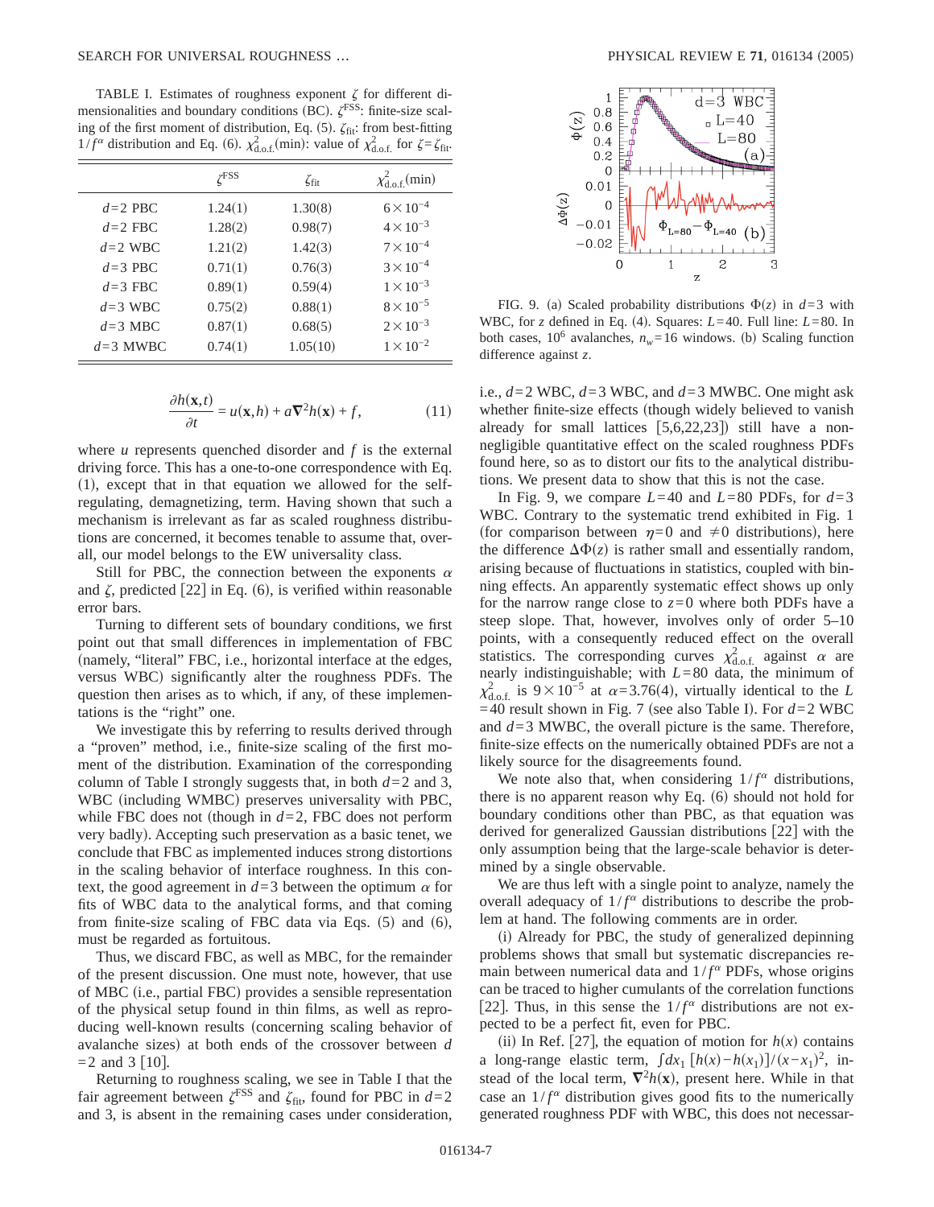TABLE I. Estimates of roughness exponent $\zeta$ for different dimensionalities and boundary conditions (BC). $\zeta^{\rm FSS}$: finite-size scaling of the first moment of distribution, Eq. (5). $\zeta_{\rm fit}$: from best-fitting $1/f^{\alpha}$ distribution and Eq. (6). $\chi^2_{\rm d.o.f.}({\rm min})$: value of $\chi^2_{\rm d.o.f.}$ for $\zeta=\zeta_{\rm fit}$.

| | $\zeta^{\rm FSS}$ | $\zeta_{\rm fit}$ | $\chi^2_{\rm d.o.f.}({\rm min})$ |
|---|---|---|---|
| $d=2$ PBC | 1.24(1) | 1.30(8) | $6\times10^{-4}$ |
| $d=2$ FBC | 1.28(2) | 0.98(7) | $4\times10^{-3}$ |
| $d=2$ WBC | 1.21(2) | 1.42(3) | $7\times10^{-4}$ |
| $d=3$ PBC | 0.71(1) | 0.76(3) | $3\times10^{-4}$ |
| $d=3$ FBC | 0.89(1) | 0.59(4) | $1\times10^{-3}$ |
| $d=3$ WBC | 0.75(2) | 0.88(1) | $8\times10^{-5}$ |
| $d=3$ MBC | 0.87(1) | 0.68(5) | $2\times10^{-3}$ |
| $d=3$ MWBC | 0.74(1) | 1.05(10) | $1\times10^{-2}$ |

$$\frac{\partial h(\mathbf{x},t)}{\partial t} = u(\mathbf{x},h) + a\boldsymbol{\nabla}^2 h(\mathbf{x}) + f, \tag{11}$$

where $u$ represents quenched disorder and $f$ is the external driving force. This has a one-to-one correspondence with Eq. (1), except that in that equation we allowed for the self-regulating, demagnetizing, term. Having shown that such a mechanism is irrelevant as far as scaled roughness distributions are concerned, it becomes tenable to assume that, overall, our model belongs to the EW universality class.

Still for PBC, the connection between the exponents $\alpha$ and $\zeta$, predicted [22] in Eq. (6), is verified within reasonable error bars.

Turning to different sets of boundary conditions, we first point out that small differences in implementation of FBC (namely, "literal" FBC, i.e., horizontal interface at the edges, versus WBC) significantly alter the roughness PDFs. The question then arises as to which, if any, of these implementations is the "right" one.

We investigate this by referring to results derived through a "proven" method, i.e., finite-size scaling of the first moment of the distribution. Examination of the corresponding column of Table I strongly suggests that, in both $d=2$ and 3, WBC (including WMBC) preserves universality with PBC, while FBC does not (though in $d=2$, FBC does not perform very badly). Accepting such preservation as a basic tenet, we conclude that FBC as implemented induces strong distortions in the scaling behavior of interface roughness. In this context, the good agreement in $d=3$ between the optimum $\alpha$ for fits of WBC data to the analytical forms, and that coming from finite-size scaling of FBC data via Eqs. (5) and (6), must be regarded as fortuitous.

Thus, we discard FBC, as well as MBC, for the remainder of the present discussion. One must note, however, that use of MBC (i.e., partial FBC) provides a sensible representation of the physical setup found in thin films, as well as reproducing well-known results (concerning scaling behavior of avalanche sizes) at both ends of the crossover between $d=2$ and 3 [10].

Returning to roughness scaling, we see in Table I that the fair agreement between $\zeta^{\rm FSS}$ and $\zeta_{\rm fit}$, found for PBC in $d=2$ and 3, is absent in the remaining cases under consideration, i.e., $d=2$ WBC, $d=3$ WBC, and $d=3$ MWBC. One might ask whether finite-size effects (though widely believed to vanish already for small lattices [5,6,22,23]) still have a non-negligible quantitative effect on the scaled roughness PDFs found here, so as to distort our fits to the analytical distributions. We present data to show that this is not the case.

d=3 WBC
L=40
L=80
(a)
$\Phi_{L=80}-\Phi_{L=40}$ (b)
$\Phi(z)$
$\Delta\Phi(z)$
z

FIG. 9. (a) Scaled probability distributions $\Phi(z)$ in $d=3$ with WBC, for $z$ defined in Eq. (4). Squares: $L=40$. Full line: $L=80$. In both cases, $10^6$ avalanches, $n_w=16$ windows. (b) Scaling function difference against $z$.

In Fig. 9, we compare $L=40$ and $L=80$ PDFs, for $d=3$ WBC. Contrary to the systematic trend exhibited in Fig. 1 (for comparison between $\eta=0$ and $\neq 0$ distributions), here the difference $\Delta\Phi(z)$ is rather small and essentially random, arising because of fluctuations in statistics, coupled with binning effects. An apparently systematic effect shows up only for the narrow range close to $z=0$ where both PDFs have a steep slope. That, however, involves only of order 5–10 points, with a consequently reduced effect on the overall statistics. The corresponding curves $\chi^2_{\rm d.o.f.}$ against $\alpha$ are nearly indistinguishable; with $L=80$ data, the minimum of $\chi^2_{\rm d.o.f.}$ is $9\times10^{-5}$ at $\alpha=3.76(4)$, virtually identical to the $L=40$ result shown in Fig. 7 (see also Table I). For $d=2$ WBC and $d=3$ MWBC, the overall picture is the same. Therefore, finite-size effects on the numerically obtained PDFs are not a likely source for the disagreements found.

We note also that, when considering $1/f^{\alpha}$ distributions, there is no apparent reason why Eq. (6) should not hold for boundary conditions other than PBC, as that equation was derived for generalized Gaussian distributions [22] with the only assumption being that the large-scale behavior is determined by a single observable.

We are thus left with a single point to analyze, namely the overall adequacy of $1/f^{\alpha}$ distributions to describe the problem at hand. The following comments are in order.

(i) Already for PBC, the study of generalized depinning problems shows that small but systematic discrepancies remain between numerical data and $1/f^{\alpha}$ PDFs, whose origins can be traced to higher cumulants of the correlation functions [22]. Thus, in this sense the $1/f^{\alpha}$ distributions are not expected to be a perfect fit, even for PBC.

(ii) In Ref. [27], the equation of motion for $h(x)$ contains a long-range elastic term, $\int dx_1\,[h(x)-h(x_1)]/(x-x_1)^2$, instead of the local term, $\boldsymbol{\nabla}^2 h(\mathbf{x})$, present here. While in that case an $1/f^{\alpha}$ distribution gives good fits to the numerically generated roughness PDF with WBC, this does not necessar-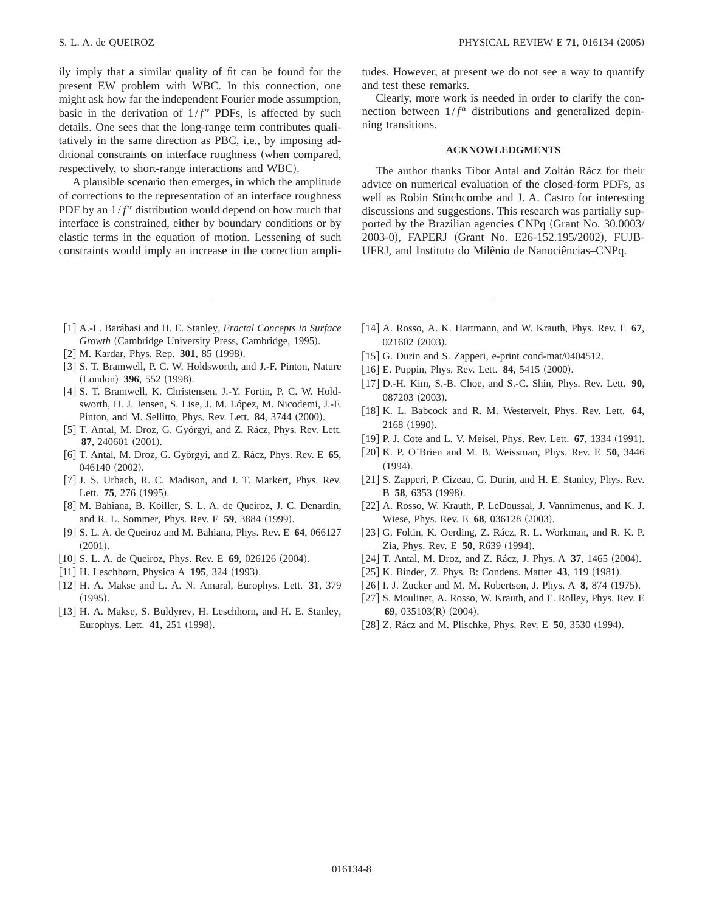ily imply that a similar quality of fit can be found for the present EW problem with WBC. In this connection, one might ask how far the independent Fourier mode assumption, basic in the derivation of $1/f^{\alpha}$ PDFs, is affected by such details. One sees that the long-range term contributes qualitatively in the same direction as PBC, i.e., by imposing additional constraints on interface roughness (when compared, respectively, to short-range interactions and WBC).

A plausible scenario then emerges, in which the amplitude of corrections to the representation of an interface roughness PDF by an $1/f^{\alpha}$ distribution would depend on how much that interface is constrained, either by boundary conditions or by elastic terms in the equation of motion. Lessening of such constraints would imply an increase in the correction amplitudes. However, at present we do not see a way to quantify and test these remarks.

Clearly, more work is needed in order to clarify the connection between $1/f^{\alpha}$ distributions and generalized depinning transitions.

## ACKNOWLEDGMENTS

The author thanks Tibor Antal and Zoltán Rácz for their advice on numerical evaluation of the closed-form PDFs, as well as Robin Stinchcombe and J. A. Castro for interesting discussions and suggestions. This research was partially supported by the Brazilian agencies CNPq (Grant No. 30.0003/2003-0), FAPERJ (Grant No. E26-152.195/2002), FUJB-UFRJ, and Instituto do Milênio de Nanociências–CNPq.

---

[1] A.-L. Barábasi and H. E. Stanley, *Fractal Concepts in Surface Growth* (Cambridge University Press, Cambridge, 1995).

[2] M. Kardar, Phys. Rep. **301**, 85 (1998).

[3] S. T. Bramwell, P. C. W. Holdsworth, and J.-F. Pinton, Nature (London) **396**, 552 (1998).

[4] S. T. Bramwell, K. Christensen, J.-Y. Fortin, P. C. W. Holdsworth, H. J. Jensen, S. Lise, J. M. López, M. Nicodemi, J.-F. Pinton, and M. Sellitto, Phys. Rev. Lett. **84**, 3744 (2000).

[5] T. Antal, M. Droz, G. Györgyi, and Z. Rácz, Phys. Rev. Lett. **87**, 240601 (2001).

[6] T. Antal, M. Droz, G. Györgyi, and Z. Rácz, Phys. Rev. E **65**, 046140 (2002).

[7] J. S. Urbach, R. C. Madison, and J. T. Markert, Phys. Rev. Lett. **75**, 276 (1995).

[8] M. Bahiana, B. Koiller, S. L. A. de Queiroz, J. C. Denardin, and R. L. Sommer, Phys. Rev. E **59**, 3884 (1999).

[9] S. L. A. de Queiroz and M. Bahiana, Phys. Rev. E **64**, 066127 (2001).

[10] S. L. A. de Queiroz, Phys. Rev. E **69**, 026126 (2004).

[11] H. Leschhorn, Physica A **195**, 324 (1993).

[12] H. A. Makse and L. A. N. Amaral, Europhys. Lett. **31**, 379 (1995).

[13] H. A. Makse, S. Buldyrev, H. Leschhorn, and H. E. Stanley, Europhys. Lett. **41**, 251 (1998).

[14] A. Rosso, A. K. Hartmann, and W. Krauth, Phys. Rev. E **67**, 021602 (2003).

[15] G. Durin and S. Zapperi, e-print cond-mat/0404512.

[16] E. Puppin, Phys. Rev. Lett. **84**, 5415 (2000).

[17] D.-H. Kim, S.-B. Choe, and S.-C. Shin, Phys. Rev. Lett. **90**, 087203 (2003).

[18] K. L. Babcock and R. M. Westervelt, Phys. Rev. Lett. **64**, 2168 (1990).

[19] P. J. Cote and L. V. Meisel, Phys. Rev. Lett. **67**, 1334 (1991).

[20] K. P. O'Brien and M. B. Weissman, Phys. Rev. E **50**, 3446 (1994).

[21] S. Zapperi, P. Cizeau, G. Durin, and H. E. Stanley, Phys. Rev. B **58**, 6353 (1998).

[22] A. Rosso, W. Krauth, P. LeDoussal, J. Vannimenus, and K. J. Wiese, Phys. Rev. E **68**, 036128 (2003).

[23] G. Foltin, K. Oerding, Z. Rácz, R. L. Workman, and R. K. P. Zia, Phys. Rev. E **50**, R639 (1994).

[24] T. Antal, M. Droz, and Z. Rácz, J. Phys. A **37**, 1465 (2004).

[25] K. Binder, Z. Phys. B: Condens. Matter **43**, 119 (1981).

[26] I. J. Zucker and M. M. Robertson, J. Phys. A **8**, 874 (1975).

[27] S. Moulinet, A. Rosso, W. Krauth, and E. Rolley, Phys. Rev. E **69**, 035103(R) (2004).

[28] Z. Rácz and M. Plischke, Phys. Rev. E **50**, 3530 (1994).